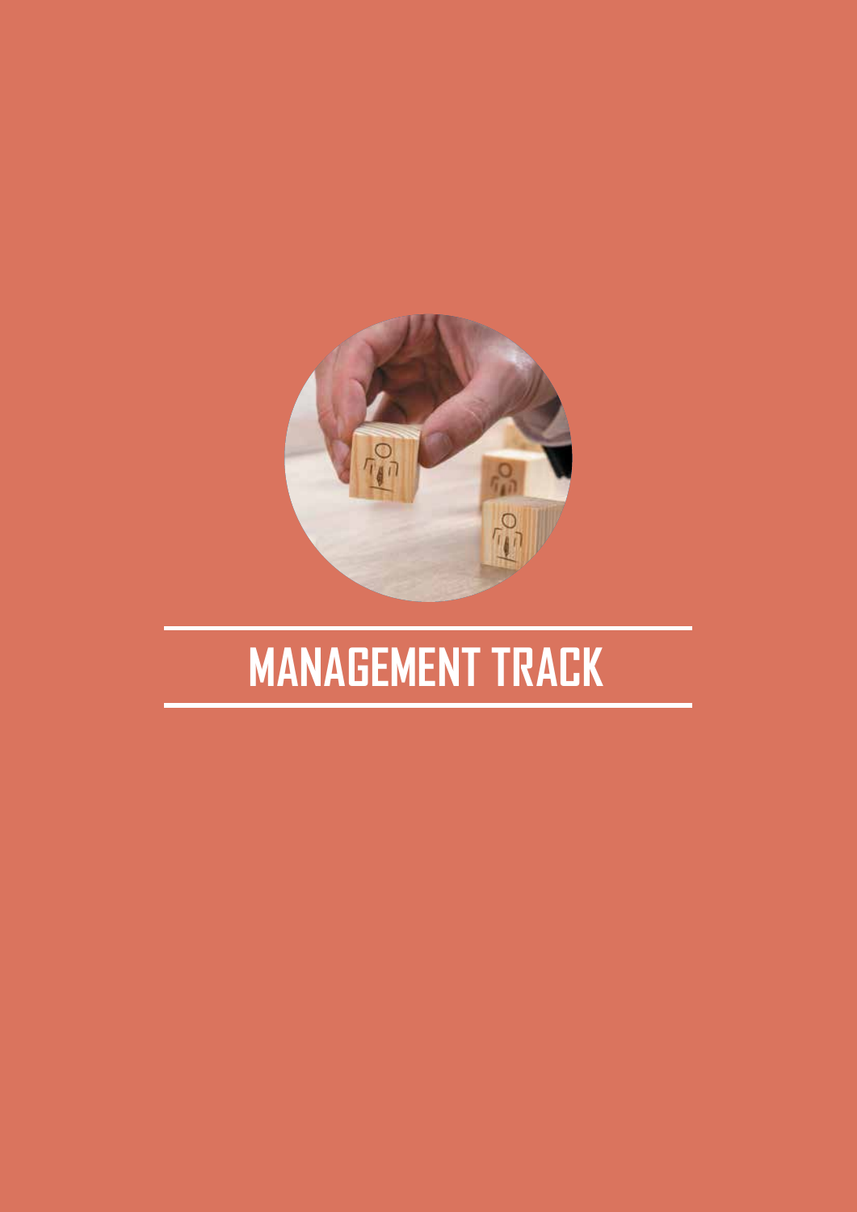# MANAGEMENT TRACK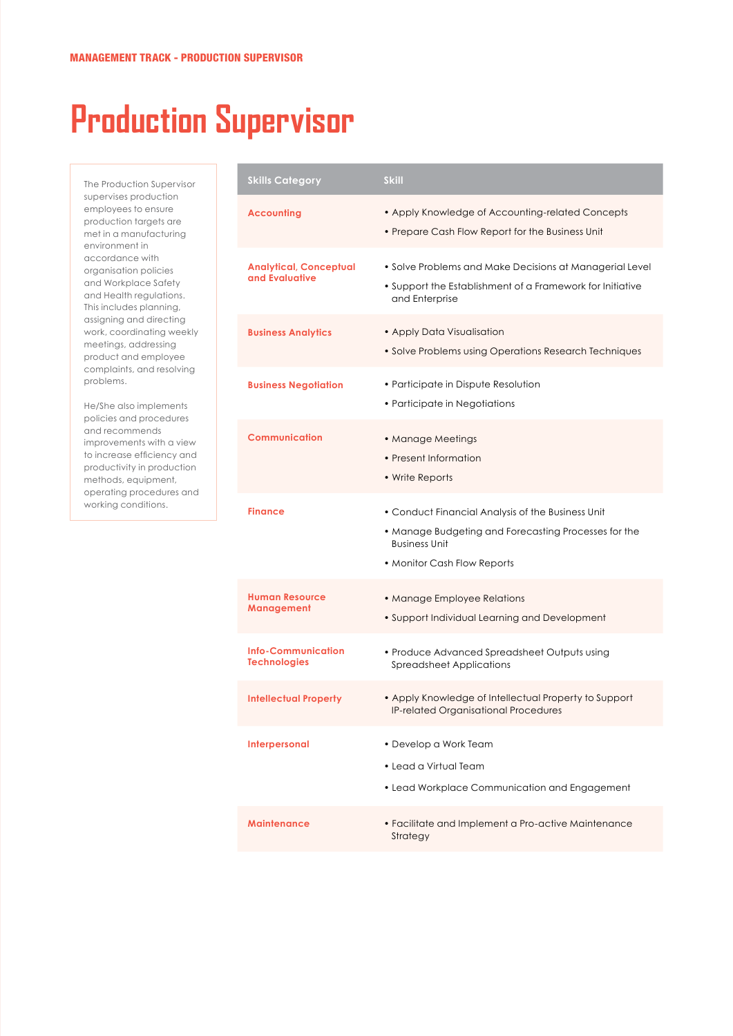MANAGEMENT TRACK - PRODUCTION SUPERVISOR

# Production Supervisor

The Production Supervisor supervises production employees to ensure production targets are met in a manufacturing environment in accordance with organisation policies and Workplace Safety and Health regulations. This includes planning, assigning and directing work, coordinating weekly meetings, addressing product and employee complaints, and resolving problems.

He/She also implements policies and procedures and recommends improvements with a view to increase efficiency and productivity in production methods, equipment, operating procedures and working conditions.

| Skills Category | Skill |
|---|---|
| **Accounting** | • Apply Knowledge of Accounting-related Concepts<br>• Prepare Cash Flow Report for the Business Unit |
| **Analytical, Conceptual and Evaluative** | • Solve Problems and Make Decisions at Managerial Level<br>• Support the Establishment of a Framework for Initiative and Enterprise |
| **Business Analytics** | • Apply Data Visualisation<br>• Solve Problems using Operations Research Techniques |
| **Business Negotiation** | • Participate in Dispute Resolution<br>• Participate in Negotiations |
| **Communication** | • Manage Meetings<br>• Present Information<br>• Write Reports |
| **Finance** | • Conduct Financial Analysis of the Business Unit<br>• Manage Budgeting and Forecasting Processes for the Business Unit<br>• Monitor Cash Flow Reports |
| **Human Resource Management** | • Manage Employee Relations<br>• Support Individual Learning and Development |
| **Info-Communication Technologies** | • Produce Advanced Spreadsheet Outputs using Spreadsheet Applications |
| **Intellectual Property** | • Apply Knowledge of Intellectual Property to Support IP-related Organisational Procedures |
| **Interpersonal** | • Develop a Work Team<br>• Lead a Virtual Team<br>• Lead Workplace Communication and Engagement |
| **Maintenance** | • Facilitate and Implement a Pro-active Maintenance Strategy |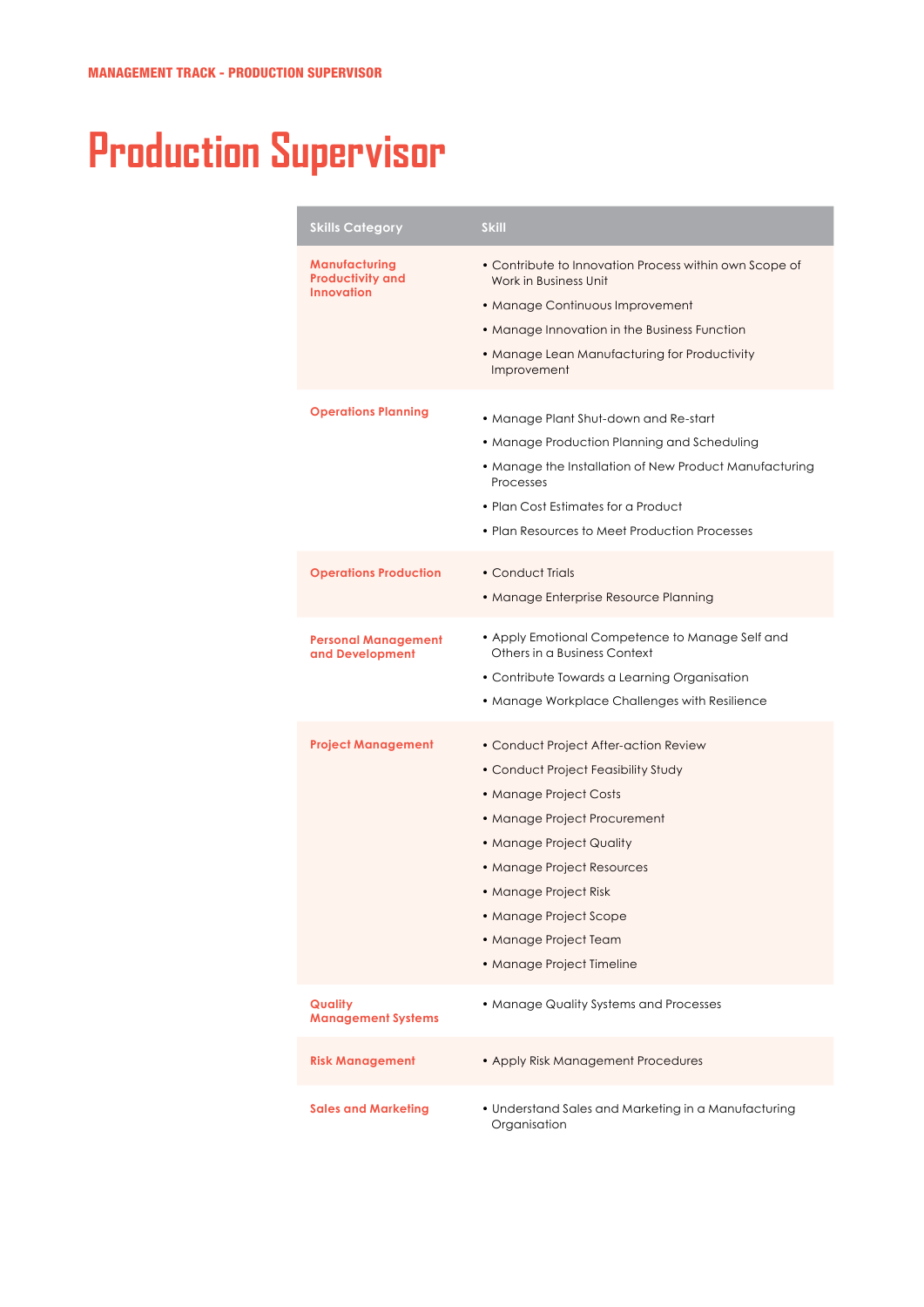MANAGEMENT TRACK - PRODUCTION SUPERVISOR

# Production Supervisor

| Skills Category | Skill |
|---|---|
| **Manufacturing Productivity and Innovation** | • Contribute to Innovation Process within own Scope of Work in Business Unit<br>• Manage Continuous Improvement<br>• Manage Innovation in the Business Function<br>• Manage Lean Manufacturing for Productivity Improvement |
| **Operations Planning** | • Manage Plant Shut-down and Re-start<br>• Manage Production Planning and Scheduling<br>• Manage the Installation of New Product Manufacturing Processes<br>• Plan Cost Estimates for a Product<br>• Plan Resources to Meet Production Processes |
| **Operations Production** | • Conduct Trials<br>• Manage Enterprise Resource Planning |
| **Personal Management and Development** | • Apply Emotional Competence to Manage Self and Others in a Business Context<br>• Contribute Towards a Learning Organisation<br>• Manage Workplace Challenges with Resilience |
| **Project Management** | • Conduct Project After-action Review<br>• Conduct Project Feasibility Study<br>• Manage Project Costs<br>• Manage Project Procurement<br>• Manage Project Quality<br>• Manage Project Resources<br>• Manage Project Risk<br>• Manage Project Scope<br>• Manage Project Team<br>• Manage Project Timeline |
| **Quality Management Systems** | • Manage Quality Systems and Processes |
| **Risk Management** | • Apply Risk Management Procedures |
| **Sales and Marketing** | • Understand Sales and Marketing in a Manufacturing Organisation |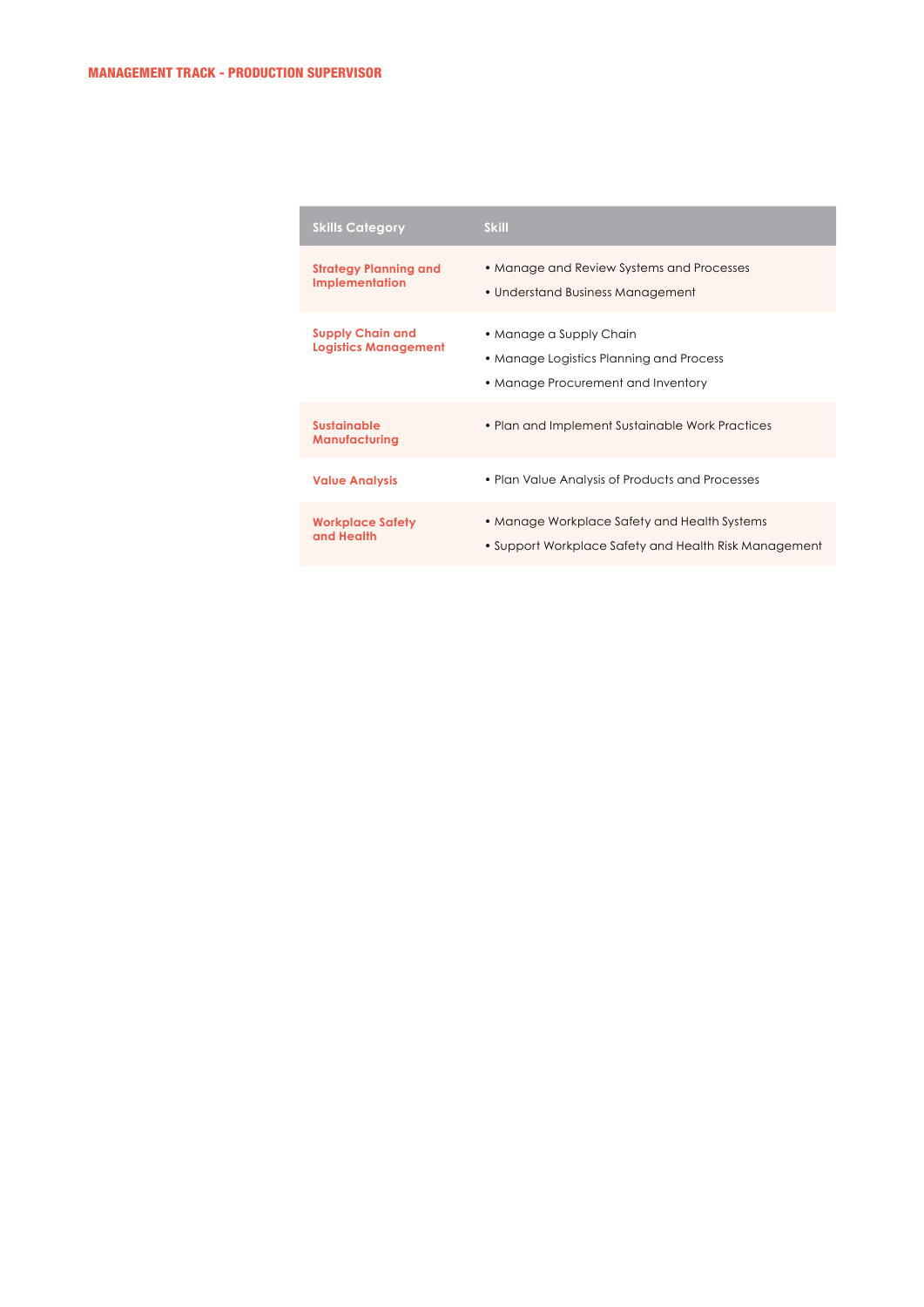## MANAGEMENT TRACK - PRODUCTION SUPERVISOR

| Skills Category | Skill |
|---|---|
| **Strategy Planning and Implementation** | • Manage and Review Systems and Processes<br>• Understand Business Management |
| **Supply Chain and Logistics Management** | • Manage a Supply Chain<br>• Manage Logistics Planning and Process<br>• Manage Procurement and Inventory |
| **Sustainable Manufacturing** | • Plan and Implement Sustainable Work Practices |
| **Value Analysis** | • Plan Value Analysis of Products and Processes |
| **Workplace Safety and Health** | • Manage Workplace Safety and Health Systems<br>• Support Workplace Safety and Health Risk Management |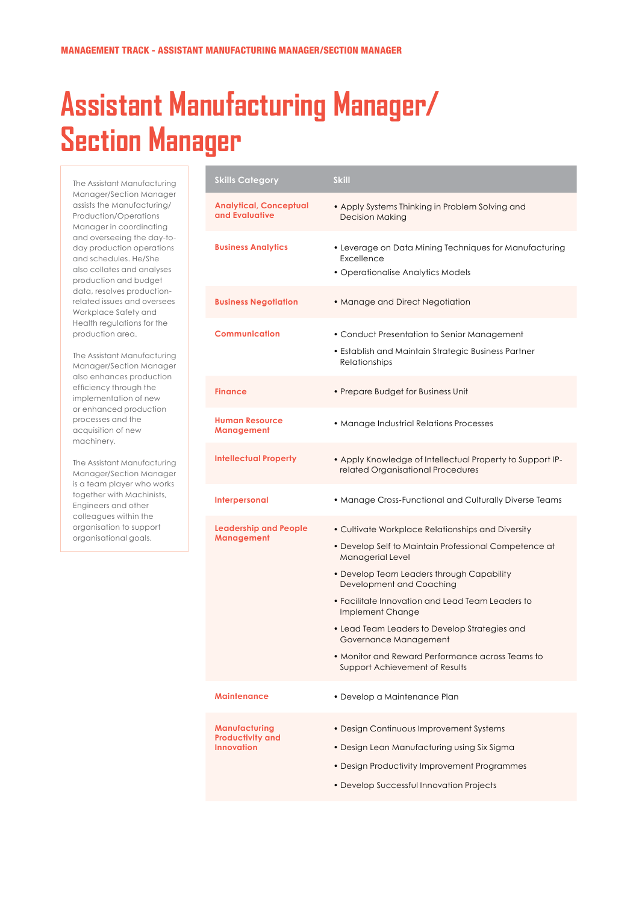MANAGEMENT TRACK - ASSISTANT MANUFACTURING MANAGER/SECTION MANAGER

# Assistant Manufacturing Manager/ Section Manager

The Assistant Manufacturing Manager/Section Manager assists the Manufacturing/Production/Operations Manager in coordinating and overseeing the day-to-day production operations and schedules. He/She also collates and analyses production and budget data, resolves production-related issues and oversees Workplace Safety and Health regulations for the production area.

The Assistant Manufacturing Manager/Section Manager also enhances production efficiency through the implementation of new or enhanced production processes and the acquisition of new machinery.

The Assistant Manufacturing Manager/Section Manager is a team player who works together with Machinists, Engineers and other colleagues within the organisation to support organisational goals.

| Skills Category | Skill |
|---|---|
| Analytical, Conceptual and Evaluative | • Apply Systems Thinking in Problem Solving and Decision Making |
| Business Analytics | • Leverage on Data Mining Techniques for Manufacturing Excellence<br>• Operationalise Analytics Models |
| Business Negotiation | • Manage and Direct Negotiation |
| Communication | • Conduct Presentation to Senior Management<br>• Establish and Maintain Strategic Business Partner Relationships |
| Finance | • Prepare Budget for Business Unit |
| Human Resource Management | • Manage Industrial Relations Processes |
| Intellectual Property | • Apply Knowledge of Intellectual Property to Support IP-related Organisational Procedures |
| Interpersonal | • Manage Cross-Functional and Culturally Diverse Teams |
| Leadership and People Management | • Cultivate Workplace Relationships and Diversity<br>• Develop Self to Maintain Professional Competence at Managerial Level<br>• Develop Team Leaders through Capability Development and Coaching<br>• Facilitate Innovation and Lead Team Leaders to Implement Change<br>• Lead Team Leaders to Develop Strategies and Governance Management<br>• Monitor and Reward Performance across Teams to Support Achievement of Results |
| Maintenance | • Develop a Maintenance Plan |
| Manufacturing Productivity and Innovation | • Design Continuous Improvement Systems<br>• Design Lean Manufacturing using Six Sigma<br>• Design Productivity Improvement Programmes<br>• Develop Successful Innovation Projects |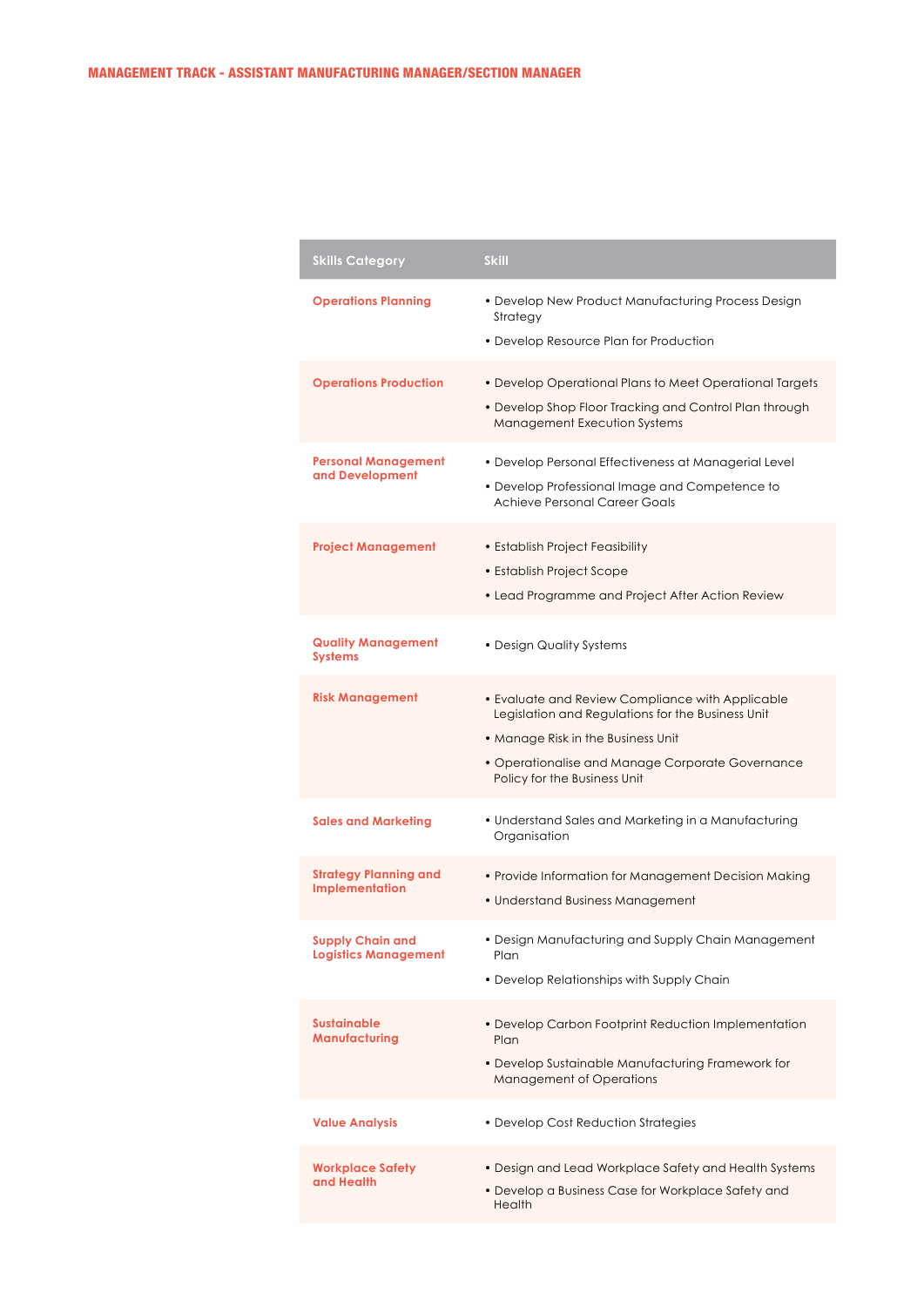## MANAGEMENT TRACK - ASSISTANT MANUFACTURING MANAGER/SECTION MANAGER

| Skills Category | Skill |
|---|---|
| **Operations Planning** | • Develop New Product Manufacturing Process Design Strategy<br>• Develop Resource Plan for Production |
| **Operations Production** | • Develop Operational Plans to Meet Operational Targets<br>• Develop Shop Floor Tracking and Control Plan through Management Execution Systems |
| **Personal Management and Development** | • Develop Personal Effectiveness at Managerial Level<br>• Develop Professional Image and Competence to Achieve Personal Career Goals |
| **Project Management** | • Establish Project Feasibility<br>• Establish Project Scope<br>• Lead Programme and Project After Action Review |
| **Quality Management Systems** | • Design Quality Systems |
| **Risk Management** | • Evaluate and Review Compliance with Applicable Legislation and Regulations for the Business Unit<br>• Manage Risk in the Business Unit<br>• Operationalise and Manage Corporate Governance Policy for the Business Unit |
| **Sales and Marketing** | • Understand Sales and Marketing in a Manufacturing Organisation |
| **Strategy Planning and Implementation** | • Provide Information for Management Decision Making<br>• Understand Business Management |
| **Supply Chain and Logistics Management** | • Design Manufacturing and Supply Chain Management Plan<br>• Develop Relationships with Supply Chain |
| **Sustainable Manufacturing** | • Develop Carbon Footprint Reduction Implementation Plan<br>• Develop Sustainable Manufacturing Framework for Management of Operations |
| **Value Analysis** | • Develop Cost Reduction Strategies |
| **Workplace Safety and Health** | • Design and Lead Workplace Safety and Health Systems<br>• Develop a Business Case for Workplace Safety and Health |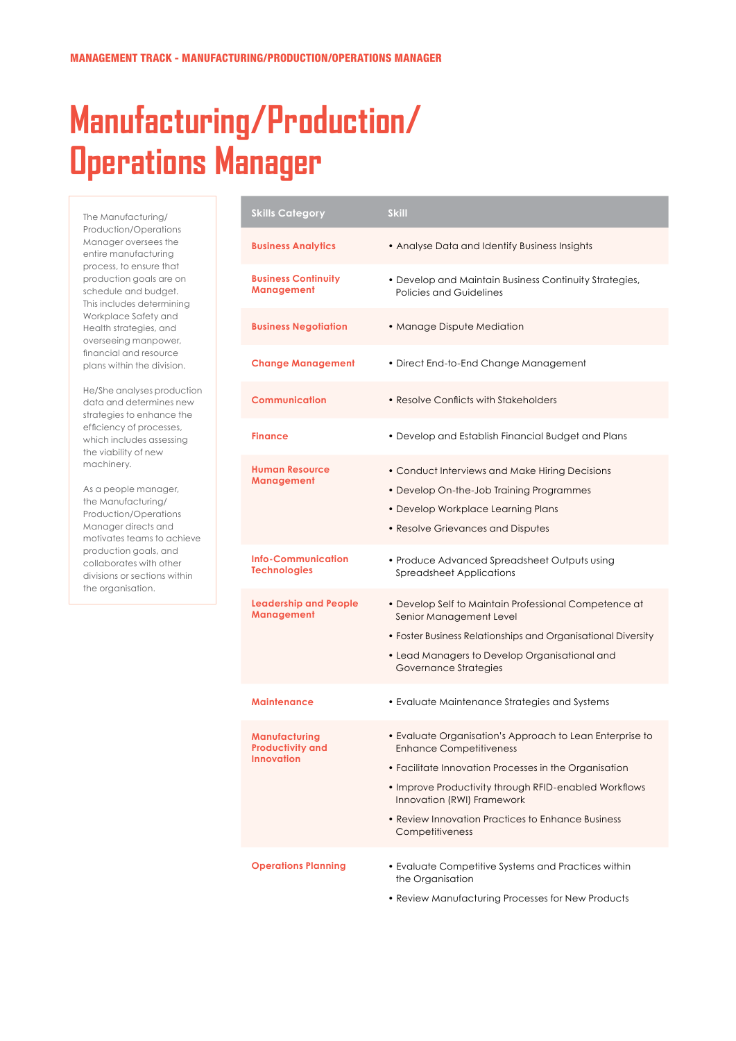MANAGEMENT TRACK - MANUFACTURING/PRODUCTION/OPERATIONS MANAGER

# Manufacturing/Production/ Operations Manager

The Manufacturing/Production/Operations Manager oversees the entire manufacturing process, to ensure that production goals are on schedule and budget. This includes determining Workplace Safety and Health strategies, and overseeing manpower, financial and resource plans within the division.

He/She analyses production data and determines new strategies to enhance the efficiency of processes, which includes assessing the viability of new machinery.

As a people manager, the Manufacturing/Production/Operations Manager directs and motivates teams to achieve production goals, and collaborates with other divisions or sections within the organisation.

| Skills Category | Skill |
|---|---|
| **Business Analytics** | • Analyse Data and Identify Business Insights |
| **Business Continuity Management** | • Develop and Maintain Business Continuity Strategies, Policies and Guidelines |
| **Business Negotiation** | • Manage Dispute Mediation |
| **Change Management** | • Direct End-to-End Change Management |
| **Communication** | • Resolve Conflicts with Stakeholders |
| **Finance** | • Develop and Establish Financial Budget and Plans |
| **Human Resource Management** | • Conduct Interviews and Make Hiring Decisions<br>• Develop On-the-Job Training Programmes<br>• Develop Workplace Learning Plans<br>• Resolve Grievances and Disputes |
| **Info-Communication Technologies** | • Produce Advanced Spreadsheet Outputs using Spreadsheet Applications |
| **Leadership and People Management** | • Develop Self to Maintain Professional Competence at Senior Management Level<br>• Foster Business Relationships and Organisational Diversity<br>• Lead Managers to Develop Organisational and Governance Strategies |
| **Maintenance** | • Evaluate Maintenance Strategies and Systems |
| **Manufacturing Productivity and Innovation** | • Evaluate Organisation's Approach to Lean Enterprise to Enhance Competitiveness<br>• Facilitate Innovation Processes in the Organisation<br>• Improve Productivity through RFID-enabled Workflows Innovation (RWI) Framework<br>• Review Innovation Practices to Enhance Business Competitiveness |
| **Operations Planning** | • Evaluate Competitive Systems and Practices within the Organisation<br>• Review Manufacturing Processes for New Products |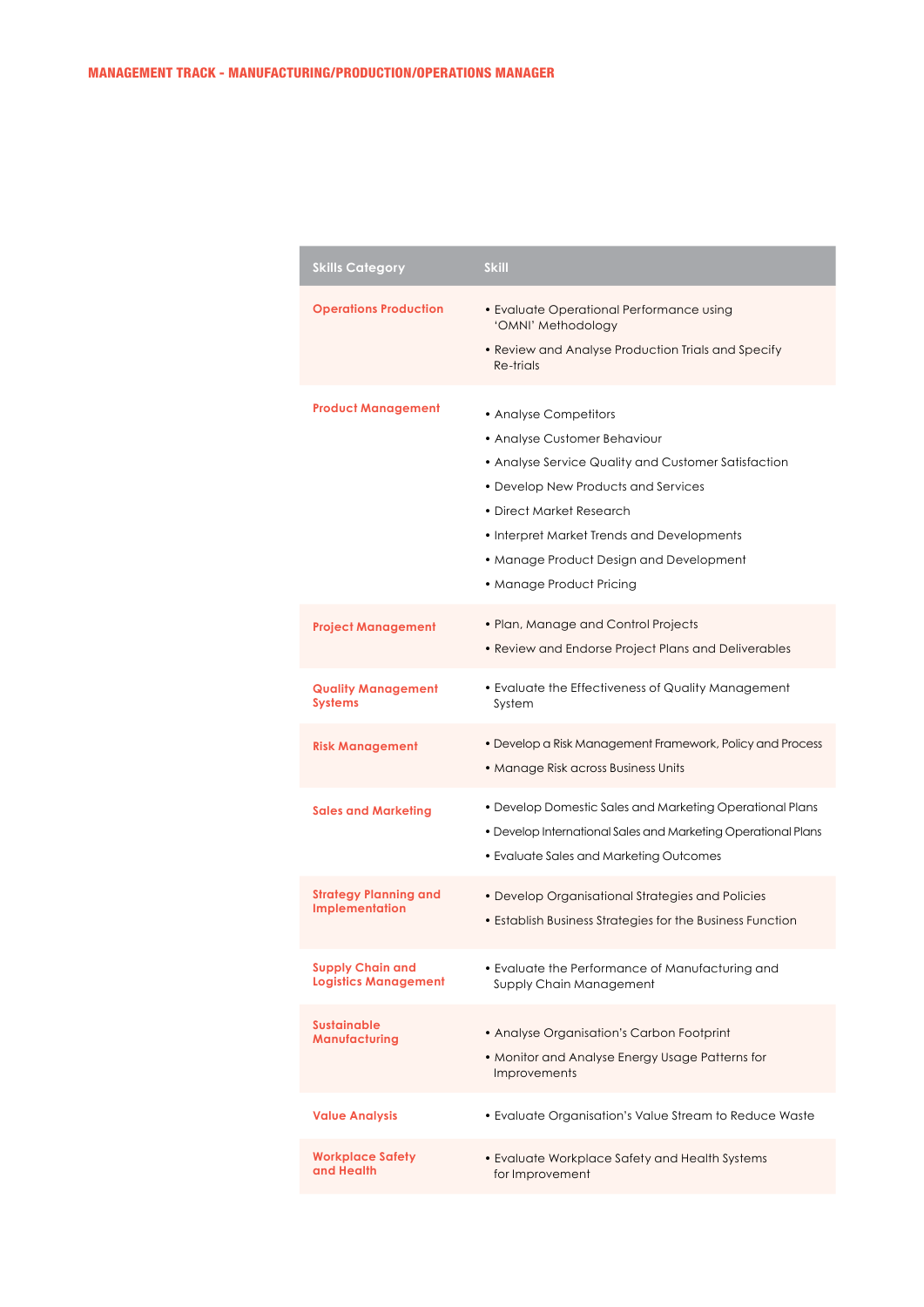MANAGEMENT TRACK - MANUFACTURING/PRODUCTION/OPERATIONS MANAGER

| Skills Category | Skill |
|---|---|
| Operations Production | • Evaluate Operational Performance using 'OMNI' Methodology<br>• Review and Analyse Production Trials and Specify Re-trials |
| Product Management | • Analyse Competitors<br>• Analyse Customer Behaviour<br>• Analyse Service Quality and Customer Satisfaction<br>• Develop New Products and Services<br>• Direct Market Research<br>• Interpret Market Trends and Developments<br>• Manage Product Design and Development<br>• Manage Product Pricing |
| Project Management | • Plan, Manage and Control Projects<br>• Review and Endorse Project Plans and Deliverables |
| Quality Management Systems | • Evaluate the Effectiveness of Quality Management System |
| Risk Management | • Develop a Risk Management Framework, Policy and Process<br>• Manage Risk across Business Units |
| Sales and Marketing | • Develop Domestic Sales and Marketing Operational Plans<br>• Develop International Sales and Marketing Operational Plans<br>• Evaluate Sales and Marketing Outcomes |
| Strategy Planning and Implementation | • Develop Organisational Strategies and Policies<br>• Establish Business Strategies for the Business Function |
| Supply Chain and Logistics Management | • Evaluate the Performance of Manufacturing and Supply Chain Management |
| Sustainable Manufacturing | • Analyse Organisation's Carbon Footprint<br>• Monitor and Analyse Energy Usage Patterns for Improvements |
| Value Analysis | • Evaluate Organisation's Value Stream to Reduce Waste |
| Workplace Safety and Health | • Evaluate Workplace Safety and Health Systems for Improvement |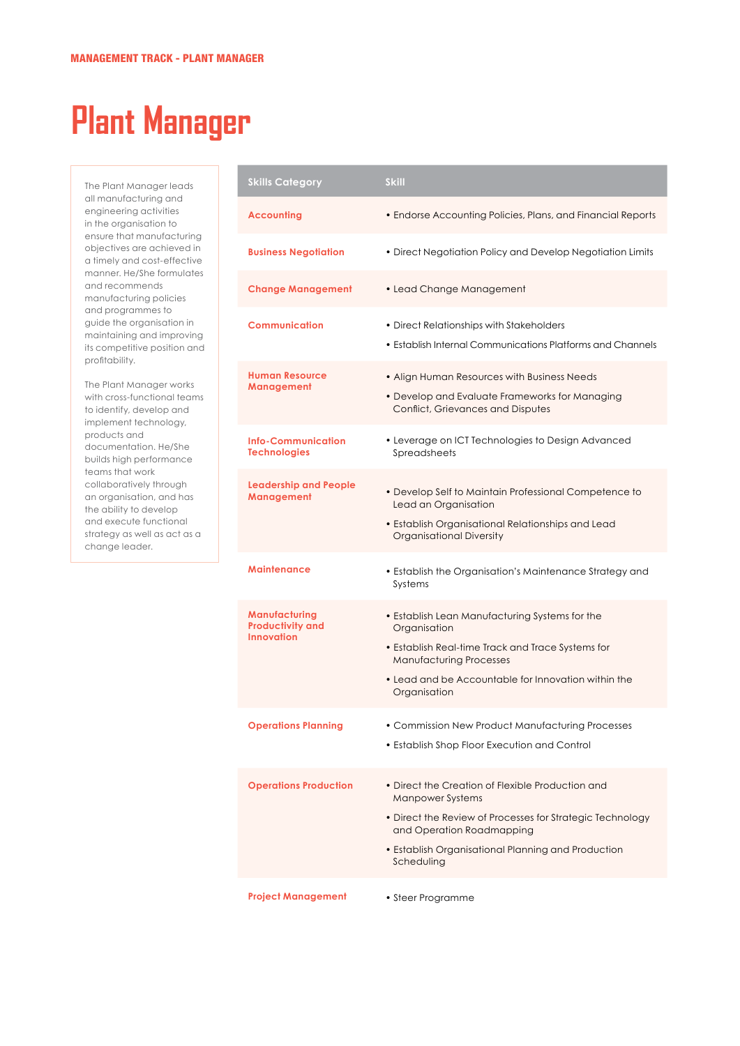MANAGEMENT TRACK - PLANT MANAGER

# Plant Manager

The Plant Manager leads all manufacturing and engineering activities in the organisation to ensure that manufacturing objectives are achieved in a timely and cost-effective manner. He/She formulates and recommends manufacturing policies and programmes to guide the organisation in maintaining and improving its competitive position and profitability.

The Plant Manager works with cross-functional teams to identify, develop and implement technology, products and documentation. He/She builds high performance teams that work collaboratively through an organisation, and has the ability to develop and execute functional strategy as well as act as a change leader.

| Skills Category | Skill |
|---|---|
| Accounting | • Endorse Accounting Policies, Plans, and Financial Reports |
| Business Negotiation | • Direct Negotiation Policy and Develop Negotiation Limits |
| Change Management | • Lead Change Management |
| Communication | • Direct Relationships with Stakeholders<br>• Establish Internal Communications Platforms and Channels |
| Human Resource Management | • Align Human Resources with Business Needs<br>• Develop and Evaluate Frameworks for Managing Conflict, Grievances and Disputes |
| Info-Communication Technologies | • Leverage on ICT Technologies to Design Advanced Spreadsheets |
| Leadership and People Management | • Develop Self to Maintain Professional Competence to Lead an Organisation<br>• Establish Organisational Relationships and Lead Organisational Diversity |
| Maintenance | • Establish the Organisation's Maintenance Strategy and Systems |
| Manufacturing Productivity and Innovation | • Establish Lean Manufacturing Systems for the Organisation<br>• Establish Real-time Track and Trace Systems for Manufacturing Processes<br>• Lead and be Accountable for Innovation within the Organisation |
| Operations Planning | • Commission New Product Manufacturing Processes<br>• Establish Shop Floor Execution and Control |
| Operations Production | • Direct the Creation of Flexible Production and Manpower Systems<br>• Direct the Review of Processes for Strategic Technology and Operation Roadmapping<br>• Establish Organisational Planning and Production Scheduling |
| Project Management | • Steer Programme |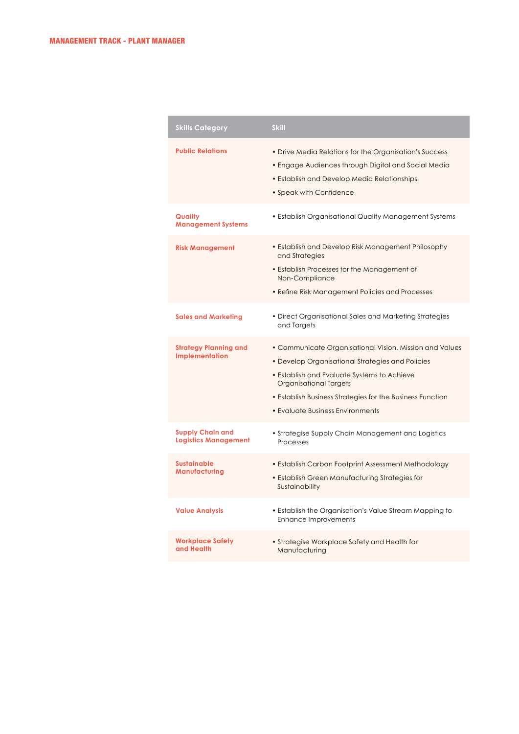## MANAGEMENT TRACK - PLANT MANAGER

| Skills Category | Skill |
|---|---|
| Public Relations | • Drive Media Relations for the Organisation's Success<br>• Engage Audiences through Digital and Social Media<br>• Establish and Develop Media Relationships<br>• Speak with Confidence |
| Quality Management Systems | • Establish Organisational Quality Management Systems |
| Risk Management | • Establish and Develop Risk Management Philosophy and Strategies<br>• Establish Processes for the Management of Non-Compliance<br>• Refine Risk Management Policies and Processes |
| Sales and Marketing | • Direct Organisational Sales and Marketing Strategies and Targets |
| Strategy Planning and Implementation | • Communicate Organisational Vision, Mission and Values<br>• Develop Organisational Strategies and Policies<br>• Establish and Evaluate Systems to Achieve Organisational Targets<br>• Establish Business Strategies for the Business Function<br>• Evaluate Business Environments |
| Supply Chain and Logistics Management | • Strategise Supply Chain Management and Logistics Processes |
| Sustainable Manufacturing | • Establish Carbon Footprint Assessment Methodology<br>• Establish Green Manufacturing Strategies for Sustainability |
| Value Analysis | • Establish the Organisation's Value Stream Mapping to Enhance Improvements |
| Workplace Safety and Health | • Strategise Workplace Safety and Health for Manufacturing |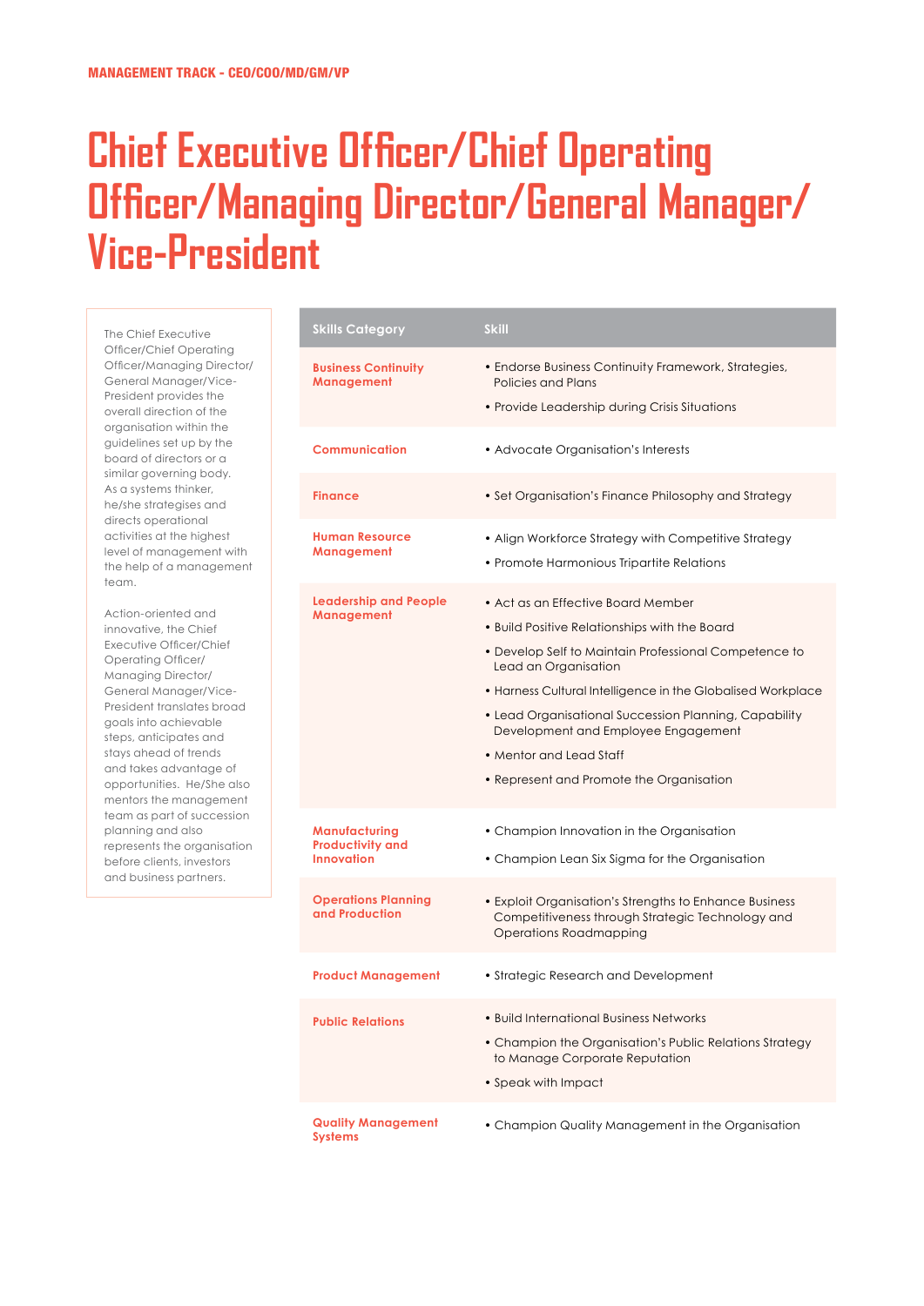MANAGEMENT TRACK - CEO/COO/MD/GM/VP

# Chief Executive Officer/Chief Operating Officer/Managing Director/General Manager/Vice-President

The Chief Executive Officer/Chief Operating Officer/Managing Director/General Manager/Vice-President provides the overall direction of the organisation within the guidelines set up by the board of directors or a similar governing body. As a systems thinker, he/she strategises and directs operational activities at the highest level of management with the help of a management team.

Action-oriented and innovative, the Chief Executive Officer/Chief Operating Officer/Managing Director/General Manager/Vice-President translates broad goals into achievable steps, anticipates and stays ahead of trends and takes advantage of opportunities. He/She also mentors the management team as part of succession planning and also represents the organisation before clients, investors and business partners.

| Skills Category | Skill |
|---|---|
| Business Continuity Management | • Endorse Business Continuity Framework, Strategies, Policies and Plans<br>• Provide Leadership during Crisis Situations |
| Communication | • Advocate Organisation's Interests |
| Finance | • Set Organisation's Finance Philosophy and Strategy |
| Human Resource Management | • Align Workforce Strategy with Competitive Strategy<br>• Promote Harmonious Tripartite Relations |
| Leadership and People Management | • Act as an Effective Board Member<br>• Build Positive Relationships with the Board<br>• Develop Self to Maintain Professional Competence to Lead an Organisation<br>• Harness Cultural Intelligence in the Globalised Workplace<br>• Lead Organisational Succession Planning, Capability Development and Employee Engagement<br>• Mentor and Lead Staff<br>• Represent and Promote the Organisation |
| Manufacturing Productivity and Innovation | • Champion Innovation in the Organisation<br>• Champion Lean Six Sigma for the Organisation |
| Operations Planning and Production | • Exploit Organisation's Strengths to Enhance Business Competitiveness through Strategic Technology and Operations Roadmapping |
| Product Management | • Strategic Research and Development |
| Public Relations | • Build International Business Networks<br>• Champion the Organisation's Public Relations Strategy to Manage Corporate Reputation<br>• Speak with Impact |
| Quality Management Systems | • Champion Quality Management in the Organisation |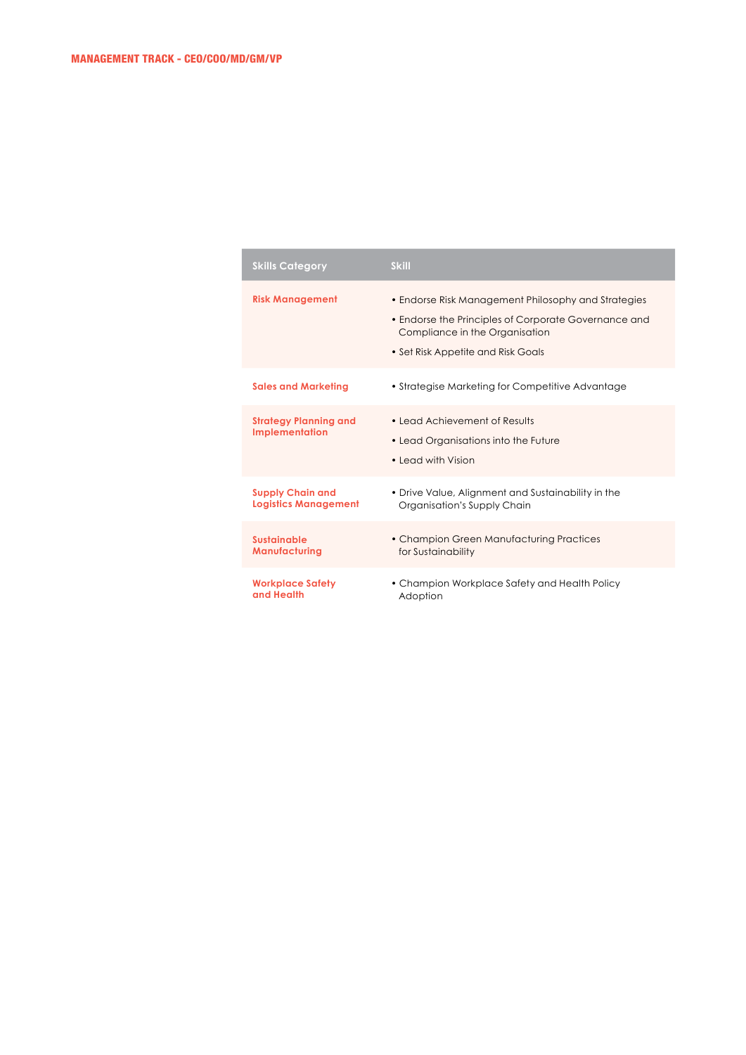## MANAGEMENT TRACK - CEO/COO/MD/GM/VP

| Skills Category | Skill |
| --- | --- |
| Risk Management | • Endorse Risk Management Philosophy and Strategies<br>• Endorse the Principles of Corporate Governance and Compliance in the Organisation<br>• Set Risk Appetite and Risk Goals |
| Sales and Marketing | • Strategise Marketing for Competitive Advantage |
| Strategy Planning and Implementation | • Lead Achievement of Results<br>• Lead Organisations into the Future<br>• Lead with Vision |
| Supply Chain and Logistics Management | • Drive Value, Alignment and Sustainability in the Organisation's Supply Chain |
| Sustainable Manufacturing | • Champion Green Manufacturing Practices for Sustainability |
| Workplace Safety and Health | • Champion Workplace Safety and Health Policy Adoption |